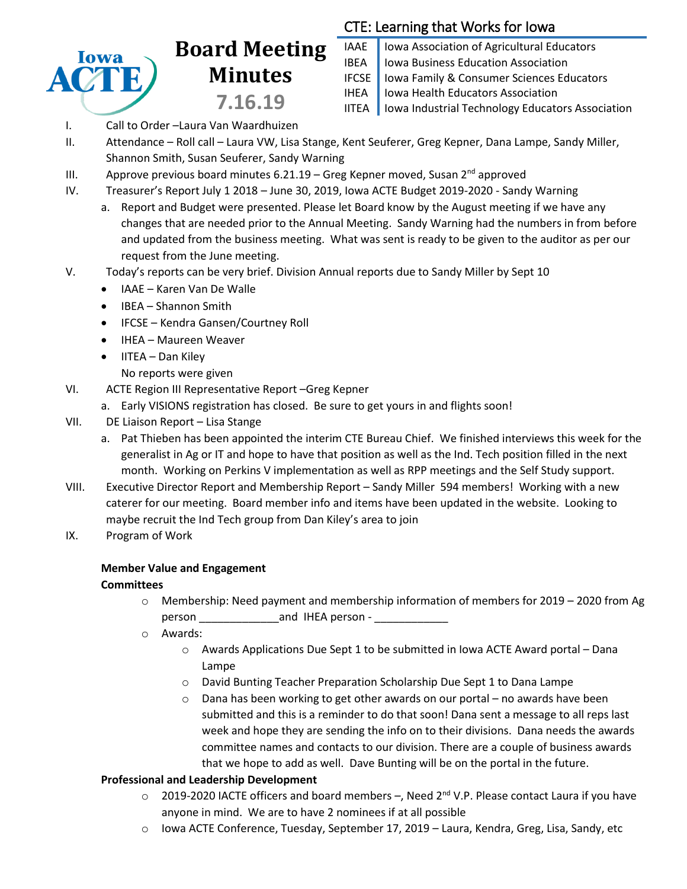Iowa ACTE

# Board Meeting Minutes

## 7.16.19

**CTE: Learning that Works for Iowa**

| | |
|---|---|
| IAAE | Iowa Association of Agricultural Educators |
| IBEA | Iowa Business Education Association |
| IFCSE | Iowa Family & Consumer Sciences Educators |
| IHEA | Iowa Health Educators Association |
| IITEA | Iowa Industrial Technology Educators Association |

I. Call to Order –Laura Van Waardhuizen

II. Attendance – Roll call – Laura VW, Lisa Stange, Kent Seuferer, Greg Kepner, Dana Lampe, Sandy Miller, Shannon Smith, Susan Seuferer, Sandy Warning

III. Approve previous board minutes 6.21.19 – Greg Kepner moved, Susan 2nd approved

IV. Treasurer's Report July 1 2018 – June 30, 2019, Iowa ACTE Budget 2019-2020 - Sandy Warning

  a. Report and Budget were presented. Please let Board know by the August meeting if we have any changes that are needed prior to the Annual Meeting. Sandy Warning had the numbers in from before and updated from the business meeting. What was sent is ready to be given to the auditor as per our request from the June meeting.

V. Today's reports can be very brief. Division Annual reports due to Sandy Miller by Sept 10

  - IAAE – Karen Van De Walle
  - IBEA – Shannon Smith
  - IFCSE – Kendra Gansen/Courtney Roll
  - IHEA – Maureen Weaver
  - IITEA – Dan Kiley

  No reports were given

VI. ACTE Region III Representative Report –Greg Kepner

  a. Early VISIONS registration has closed. Be sure to get yours in and flights soon!

VII. DE Liaison Report – Lisa Stange

  a. Pat Thieben has been appointed the interim CTE Bureau Chief. We finished interviews this week for the generalist in Ag or IT and hope to have that position as well as the Ind. Tech position filled in the next month. Working on Perkins V implementation as well as RPP meetings and the Self Study support.

VIII. Executive Director Report and Membership Report – Sandy Miller 594 members! Working with a new caterer for our meeting. Board member info and items have been updated in the website. Looking to maybe recruit the Ind Tech group from Dan Kiley's area to join

IX. Program of Work

**Member Value and Engagement**

**Committees**

- Membership: Need payment and membership information of members for 2019 – 2020 from Ag person ____________and IHEA person - ____________
- Awards:
  - Awards Applications Due Sept 1 to be submitted in Iowa ACTE Award portal – Dana Lampe
  - David Bunting Teacher Preparation Scholarship Due Sept 1 to Dana Lampe
  - Dana has been working to get other awards on our portal – no awards have been submitted and this is a reminder to do that soon! Dana sent a message to all reps last week and hope they are sending the info on to their divisions. Dana needs the awards committee names and contacts to our division. There are a couple of business awards that we hope to add as well. Dave Bunting will be on the portal in the future.

**Professional and Leadership Development**

- 2019-2020 IACTE officers and board members –, Need 2nd V.P. Please contact Laura if you have anyone in mind. We are to have 2 nominees if at all possible
- Iowa ACTE Conference, Tuesday, September 17, 2019 – Laura, Kendra, Greg, Lisa, Sandy, etc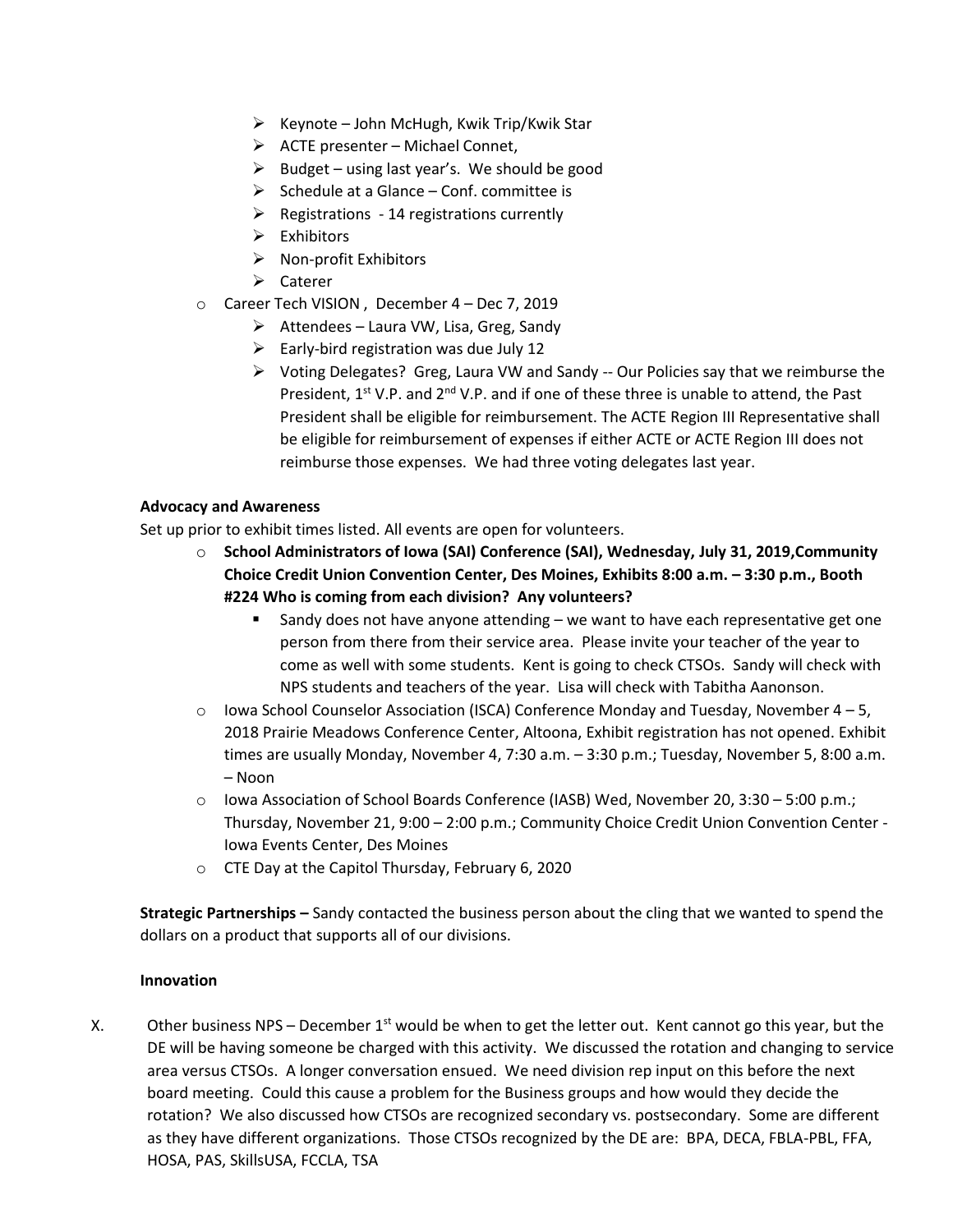- Keynote – John McHugh, Kwik Trip/Kwik Star
    - ACTE presenter – Michael Connet,
    - Budget – using last year's. We should be good
    - Schedule at a Glance – Conf. committee is
    - Registrations - 14 registrations currently
    - Exhibitors
    - Non-profit Exhibitors
    - Caterer
- Career Tech VISION , December 4 – Dec 7, 2019
    - Attendees – Laura VW, Lisa, Greg, Sandy
    - Early-bird registration was due July 12
    - Voting Delegates? Greg, Laura VW and Sandy -- Our Policies say that we reimburse the President, 1st V.P. and 2nd V.P. and if one of these three is unable to attend, the Past President shall be eligible for reimbursement. The ACTE Region III Representative shall be eligible for reimbursement of expenses if either ACTE or ACTE Region III does not reimburse those expenses. We had three voting delegates last year.

**Advocacy and Awareness**

Set up prior to exhibit times listed. All events are open for volunteers.

- **School Administrators of Iowa (SAI) Conference (SAI), Wednesday, July 31, 2019,Community Choice Credit Union Convention Center, Des Moines, Exhibits 8:00 a.m. – 3:30 p.m., Booth #224 Who is coming from each division? Any volunteers?**
    - Sandy does not have anyone attending – we want to have each representative get one person from there from their service area. Please invite your teacher of the year to come as well with some students. Kent is going to check CTSOs. Sandy will check with NPS students and teachers of the year. Lisa will check with Tabitha Aanonson.
- Iowa School Counselor Association (ISCA) Conference Monday and Tuesday, November 4 – 5, 2018 Prairie Meadows Conference Center, Altoona, Exhibit registration has not opened. Exhibit times are usually Monday, November 4, 7:30 a.m. – 3:30 p.m.; Tuesday, November 5, 8:00 a.m. – Noon
- Iowa Association of School Boards Conference (IASB) Wed, November 20, 3:30 – 5:00 p.m.; Thursday, November 21, 9:00 – 2:00 p.m.; Community Choice Credit Union Convention Center - Iowa Events Center, Des Moines
- CTE Day at the Capitol Thursday, February 6, 2020

**Strategic Partnerships –** Sandy contacted the business person about the cling that we wanted to spend the dollars on a product that supports all of our divisions.

**Innovation**

X. Other business NPS – December 1st would be when to get the letter out. Kent cannot go this year, but the DE will be having someone be charged with this activity. We discussed the rotation and changing to service area versus CTSOs. A longer conversation ensued. We need division rep input on this before the next board meeting. Could this cause a problem for the Business groups and how would they decide the rotation? We also discussed how CTSOs are recognized secondary vs. postsecondary. Some are different as they have different organizations. Those CTSOs recognized by the DE are: BPA, DECA, FBLA-PBL, FFA, HOSA, PAS, SkillsUSA, FCCLA, TSA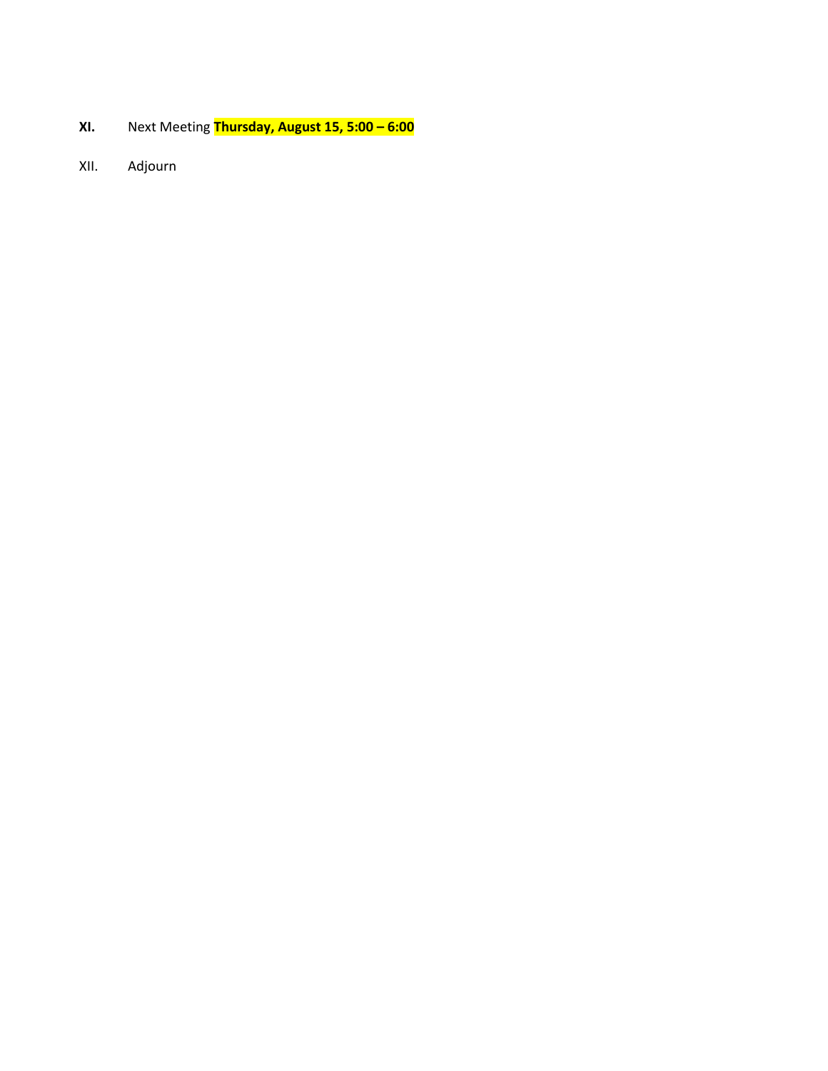**XI.** Next Meeting **Thursday, August 15, 5:00 – 6:00**

XII. Adjourn